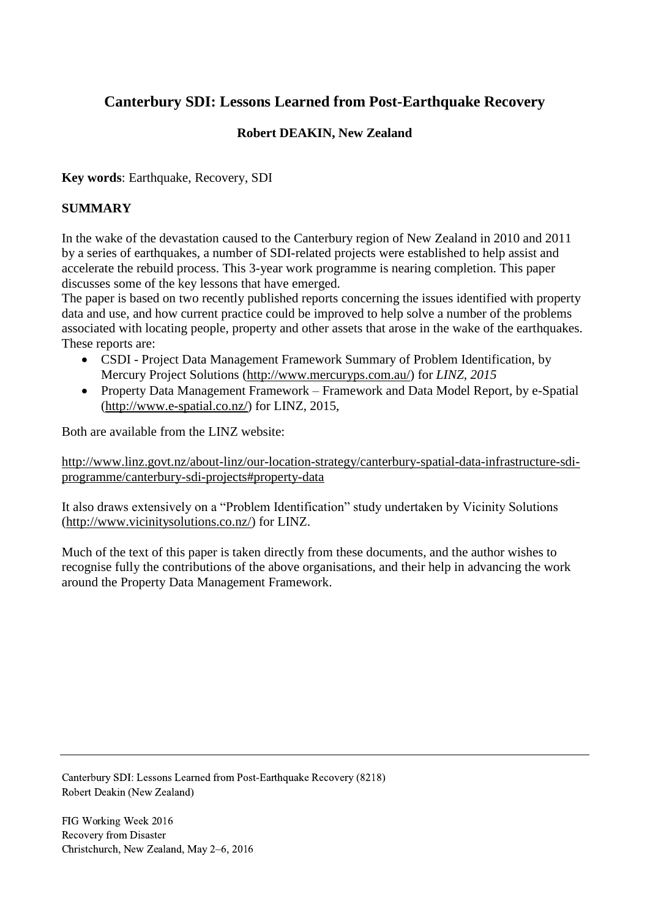# Canterbury SDI: Lessons Learned from Post-Earthquake Recovery

**Robert DEAKIN, New Zealand**

**Key words**: Earthquake, Recovery, SDI

## SUMMARY

In the wake of the devastation caused to the Canterbury region of New Zealand in 2010 and 2011 by a series of earthquakes, a number of SDI-related projects were established to help assist and accelerate the rebuild process. This 3-year work programme is nearing completion. This paper discusses some of the key lessons that have emerged.

The paper is based on two recently published reports concerning the issues identified with property data and use, and how current practice could be improved to help solve a number of the problems associated with locating people, property and other assets that arose in the wake of the earthquakes. These reports are:

- CSDI - Project Data Management Framework Summary of Problem Identification, by Mercury Project Solutions (http://www.mercuryps.com.au/) for *LINZ, 2015*
- Property Data Management Framework – Framework and Data Model Report, by e-Spatial (http://www.e-spatial.co.nz/) for LINZ, 2015,

Both are available from the LINZ website:

http://www.linz.govt.nz/about-linz/our-location-strategy/canterbury-spatial-data-infrastructure-sdi-programme/canterbury-sdi-projects#property-data

It also draws extensively on a "Problem Identification" study undertaken by Vicinity Solutions (http://www.vicinitysolutions.co.nz/) for LINZ.

Much of the text of this paper is taken directly from these documents, and the author wishes to recognise fully the contributions of the above organisations, and their help in advancing the work around the Property Data Management Framework.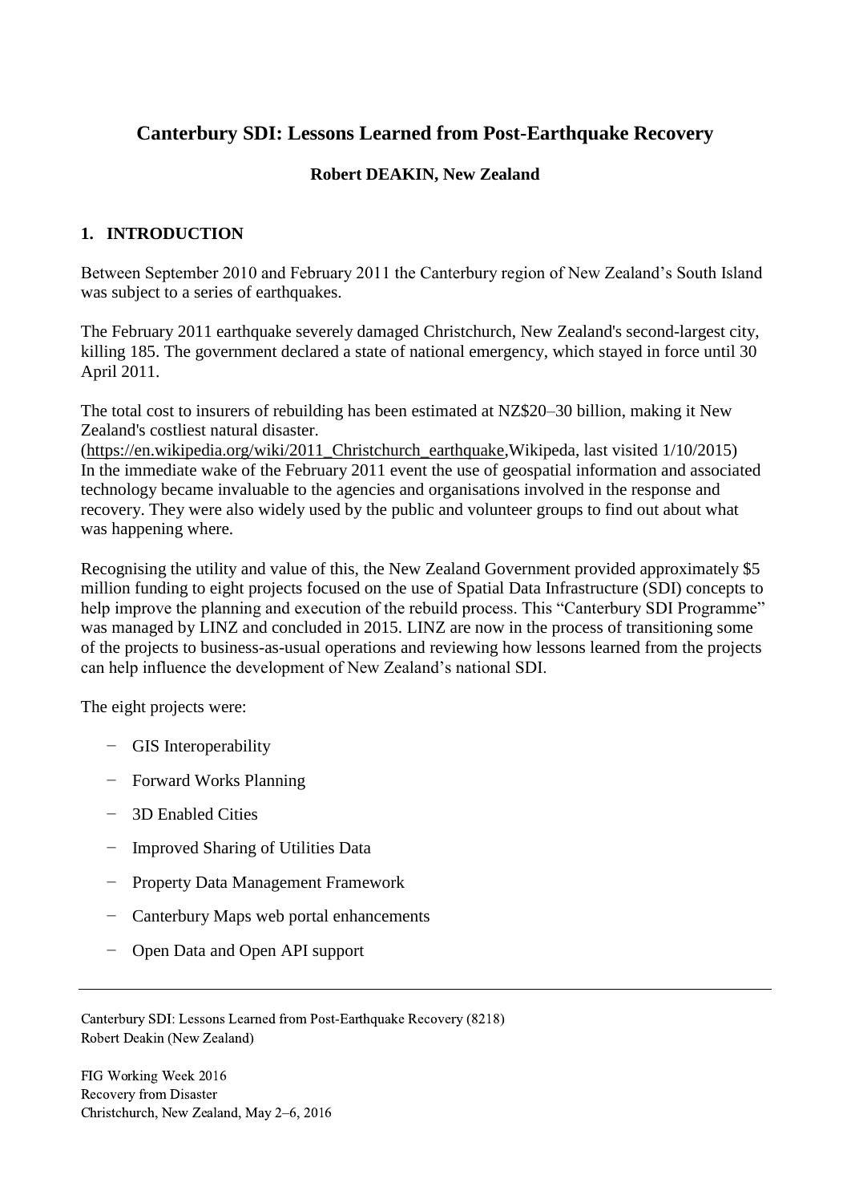# Canterbury SDI: Lessons Learned from Post-Earthquake Recovery

**Robert DEAKIN, New Zealand**

## 1. INTRODUCTION

Between September 2010 and February 2011 the Canterbury region of New Zealand's South Island was subject to a series of earthquakes.

The February 2011 earthquake severely damaged Christchurch, New Zealand's second-largest city, killing 185. The government declared a state of national emergency, which stayed in force until 30 April 2011.

The total cost to insurers of rebuilding has been estimated at NZ$20–30 billion, making it New Zealand's costliest natural disaster.
(https://en.wikipedia.org/wiki/2011_Christchurch_earthquake,Wikipeda, last visited 1/10/2015)
In the immediate wake of the February 2011 event the use of geospatial information and associated technology became invaluable to the agencies and organisations involved in the response and recovery. They were also widely used by the public and volunteer groups to find out about what was happening where.

Recognising the utility and value of this, the New Zealand Government provided approximately $5 million funding to eight projects focused on the use of Spatial Data Infrastructure (SDI) concepts to help improve the planning and execution of the rebuild process. This "Canterbury SDI Programme" was managed by LINZ and concluded in 2015. LINZ are now in the process of transitioning some of the projects to business-as-usual operations and reviewing how lessons learned from the projects can help influence the development of New Zealand's national SDI.

The eight projects were:

- GIS Interoperability
- Forward Works Planning
- 3D Enabled Cities
- Improved Sharing of Utilities Data
- Property Data Management Framework
- Canterbury Maps web portal enhancements
- Open Data and Open API support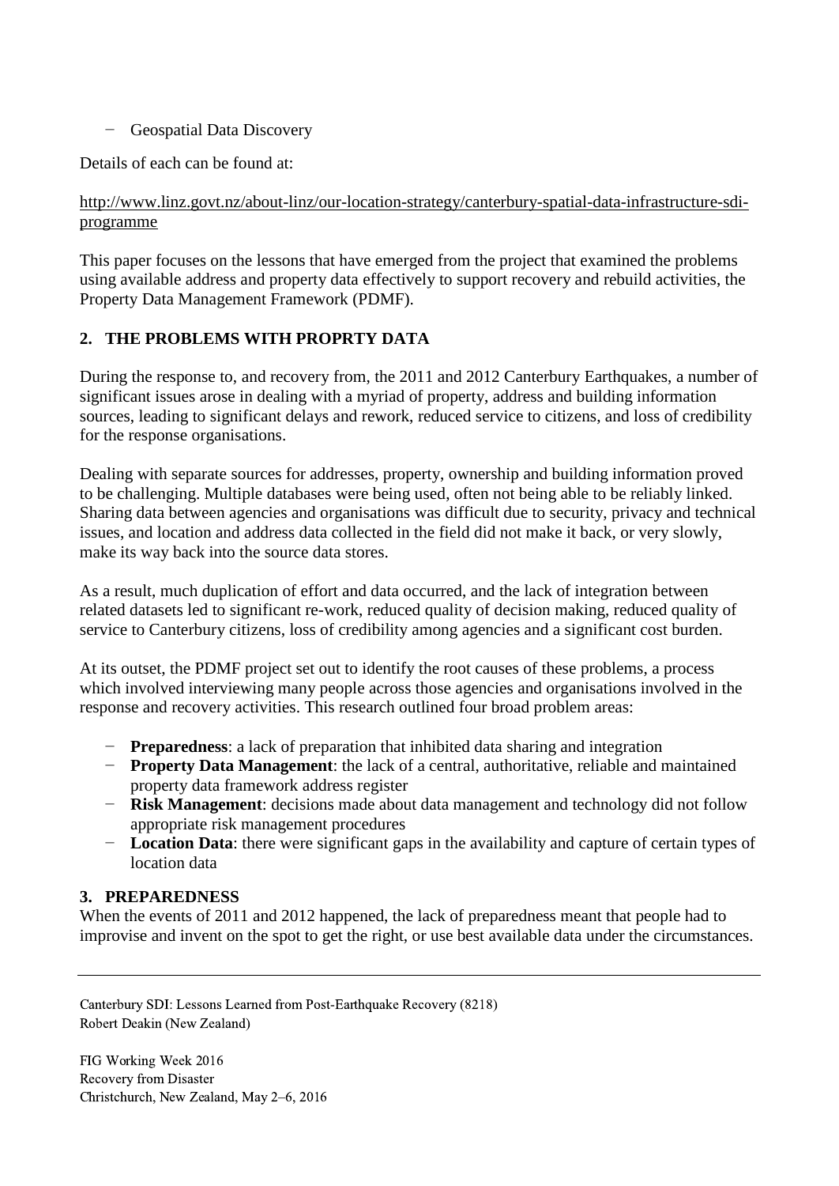− Geospatial Data Discovery

Details of each can be found at:

http://www.linz.govt.nz/about-linz/our-location-strategy/canterbury-spatial-data-infrastructure-sdi-programme

This paper focuses on the lessons that have emerged from the project that examined the problems using available address and property data effectively to support recovery and rebuild activities, the Property Data Management Framework (PDMF).

## 2. THE PROBLEMS WITH PROPRTY DATA

During the response to, and recovery from, the 2011 and 2012 Canterbury Earthquakes, a number of significant issues arose in dealing with a myriad of property, address and building information sources, leading to significant delays and rework, reduced service to citizens, and loss of credibility for the response organisations.

Dealing with separate sources for addresses, property, ownership and building information proved to be challenging. Multiple databases were being used, often not being able to be reliably linked. Sharing data between agencies and organisations was difficult due to security, privacy and technical issues, and location and address data collected in the field did not make it back, or very slowly, make its way back into the source data stores.

As a result, much duplication of effort and data occurred, and the lack of integration between related datasets led to significant re-work, reduced quality of decision making, reduced quality of service to Canterbury citizens, loss of credibility among agencies and a significant cost burden.

At its outset, the PDMF project set out to identify the root causes of these problems, a process which involved interviewing many people across those agencies and organisations involved in the response and recovery activities. This research outlined four broad problem areas:

- **Preparedness**: a lack of preparation that inhibited data sharing and integration
- **Property Data Management**: the lack of a central, authoritative, reliable and maintained property data framework address register
- **Risk Management**: decisions made about data management and technology did not follow appropriate risk management procedures
- **Location Data**: there were significant gaps in the availability and capture of certain types of location data

## 3. PREPAREDNESS

When the events of 2011 and 2012 happened, the lack of preparedness meant that people had to improvise and invent on the spot to get the right, or use best available data under the circumstances.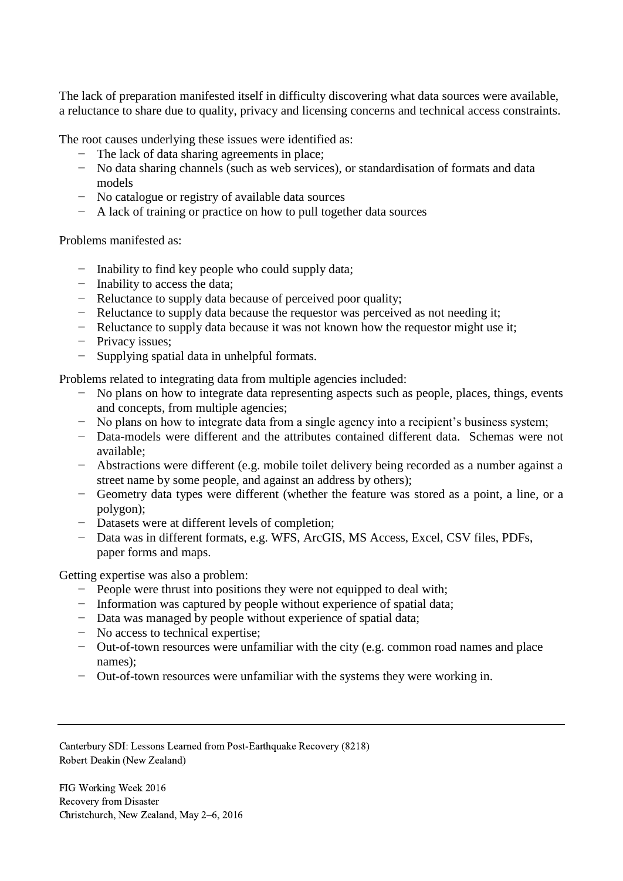The lack of preparation manifested itself in difficulty discovering what data sources were available, a reluctance to share due to quality, privacy and licensing concerns and technical access constraints.

The root causes underlying these issues were identified as:

- The lack of data sharing agreements in place;
- No data sharing channels (such as web services), or standardisation of formats and data models
- No catalogue or registry of available data sources
- A lack of training or practice on how to pull together data sources

Problems manifested as:

- Inability to find key people who could supply data;
- Inability to access the data;
- Reluctance to supply data because of perceived poor quality;
- Reluctance to supply data because the requestor was perceived as not needing it;
- Reluctance to supply data because it was not known how the requestor might use it;
- Privacy issues;
- Supplying spatial data in unhelpful formats.

Problems related to integrating data from multiple agencies included:

- No plans on how to integrate data representing aspects such as people, places, things, events and concepts, from multiple agencies;
- No plans on how to integrate data from a single agency into a recipient's business system;
- Data-models were different and the attributes contained different data. Schemas were not available;
- Abstractions were different (e.g. mobile toilet delivery being recorded as a number against a street name by some people, and against an address by others);
- Geometry data types were different (whether the feature was stored as a point, a line, or a polygon);
- Datasets were at different levels of completion;
- Data was in different formats, e.g. WFS, ArcGIS, MS Access, Excel, CSV files, PDFs, paper forms and maps.

Getting expertise was also a problem:

- People were thrust into positions they were not equipped to deal with;
- Information was captured by people without experience of spatial data;
- Data was managed by people without experience of spatial data;
- No access to technical expertise;
- Out-of-town resources were unfamiliar with the city (e.g. common road names and place names);
- Out-of-town resources were unfamiliar with the systems they were working in.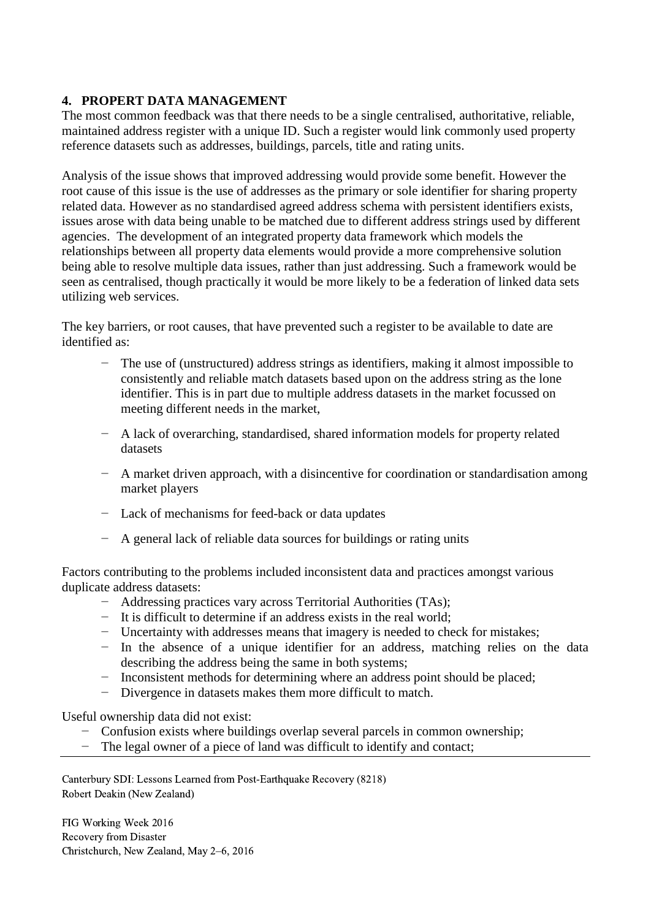## 4. PROPERT DATA MANAGEMENT

The most common feedback was that there needs to be a single centralised, authoritative, reliable, maintained address register with a unique ID. Such a register would link commonly used property reference datasets such as addresses, buildings, parcels, title and rating units.

Analysis of the issue shows that improved addressing would provide some benefit. However the root cause of this issue is the use of addresses as the primary or sole identifier for sharing property related data. However as no standardised agreed address schema with persistent identifiers exists, issues arose with data being unable to be matched due to different address strings used by different agencies. The development of an integrated property data framework which models the relationships between all property data elements would provide a more comprehensive solution being able to resolve multiple data issues, rather than just addressing. Such a framework would be seen as centralised, though practically it would be more likely to be a federation of linked data sets utilizing web services.

The key barriers, or root causes, that have prevented such a register to be available to date are identified as:

- The use of (unstructured) address strings as identifiers, making it almost impossible to consistently and reliable match datasets based upon on the address string as the lone identifier. This is in part due to multiple address datasets in the market focussed on meeting different needs in the market,
- A lack of overarching, standardised, shared information models for property related datasets
- A market driven approach, with a disincentive for coordination or standardisation among market players
- Lack of mechanisms for feed-back or data updates
- A general lack of reliable data sources for buildings or rating units

Factors contributing to the problems included inconsistent data and practices amongst various duplicate address datasets:

- Addressing practices vary across Territorial Authorities (TAs);
- It is difficult to determine if an address exists in the real world;
- Uncertainty with addresses means that imagery is needed to check for mistakes;
- In the absence of a unique identifier for an address, matching relies on the data describing the address being the same in both systems;
- Inconsistent methods for determining where an address point should be placed;
- Divergence in datasets makes them more difficult to match.

Useful ownership data did not exist:

- Confusion exists where buildings overlap several parcels in common ownership;
- The legal owner of a piece of land was difficult to identify and contact;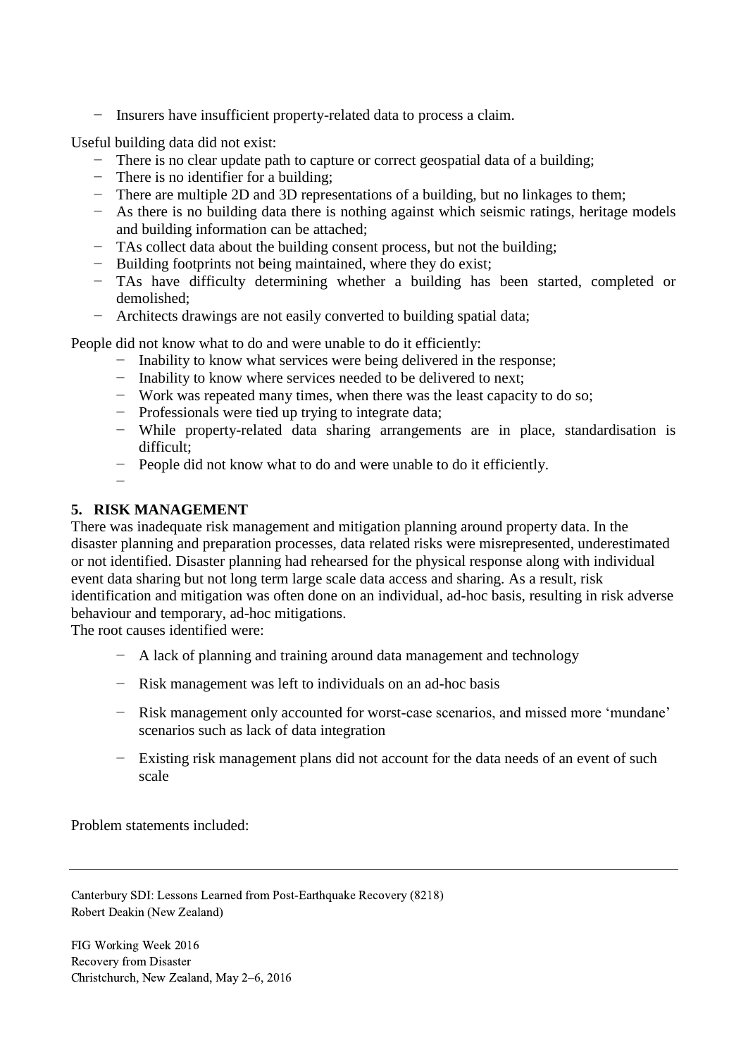- Insurers have insufficient property-related data to process a claim.

Useful building data did not exist:

- There is no clear update path to capture or correct geospatial data of a building;
- There is no identifier for a building;
- There are multiple 2D and 3D representations of a building, but no linkages to them;
- As there is no building data there is nothing against which seismic ratings, heritage models and building information can be attached;
- TAs collect data about the building consent process, but not the building;
- Building footprints not being maintained, where they do exist;
- TAs have difficulty determining whether a building has been started, completed or demolished;
- Architects drawings are not easily converted to building spatial data;

People did not know what to do and were unable to do it efficiently:

- Inability to know what services were being delivered in the response;
- Inability to know where services needed to be delivered to next;
- Work was repeated many times, when there was the least capacity to do so;
- Professionals were tied up trying to integrate data;
- While property-related data sharing arrangements are in place, standardisation is difficult;
- People did not know what to do and were unable to do it efficiently.

## 5. RISK MANAGEMENT

There was inadequate risk management and mitigation planning around property data. In the disaster planning and preparation processes, data related risks were misrepresented, underestimated or not identified. Disaster planning had rehearsed for the physical response along with individual event data sharing but not long term large scale data access and sharing. As a result, risk identification and mitigation was often done on an individual, ad-hoc basis, resulting in risk adverse behaviour and temporary, ad-hoc mitigations.

The root causes identified were:

- A lack of planning and training around data management and technology
- Risk management was left to individuals on an ad-hoc basis
- Risk management only accounted for worst-case scenarios, and missed more 'mundane' scenarios such as lack of data integration
- Existing risk management plans did not account for the data needs of an event of such scale

Problem statements included: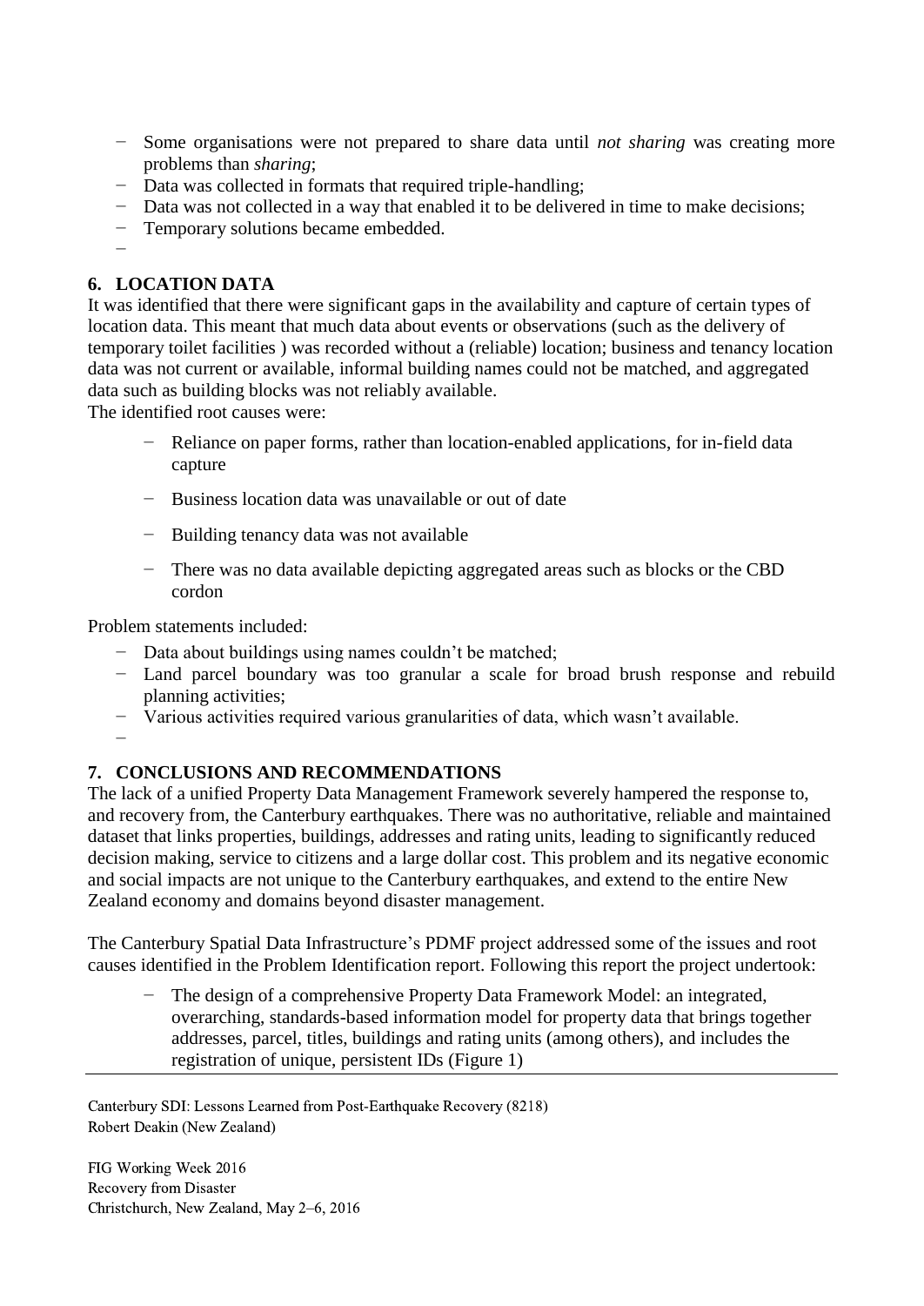- Some organisations were not prepared to share data until *not sharing* was creating more problems than *sharing*;
- Data was collected in formats that required triple-handling;
- Data was not collected in a way that enabled it to be delivered in time to make decisions;
- Temporary solutions became embedded.

## 6. LOCATION DATA

It was identified that there were significant gaps in the availability and capture of certain types of location data. This meant that much data about events or observations (such as the delivery of temporary toilet facilities ) was recorded without a (reliable) location; business and tenancy location data was not current or available, informal building names could not be matched, and aggregated data such as building blocks was not reliably available.

The identified root causes were:

- Reliance on paper forms, rather than location-enabled applications, for in-field data capture
- Business location data was unavailable or out of date
- Building tenancy data was not available
- There was no data available depicting aggregated areas such as blocks or the CBD cordon

Problem statements included:

- Data about buildings using names couldn't be matched;
- Land parcel boundary was too granular a scale for broad brush response and rebuild planning activities;
- Various activities required various granularities of data, which wasn't available.

## 7. CONCLUSIONS AND RECOMMENDATIONS

The lack of a unified Property Data Management Framework severely hampered the response to, and recovery from, the Canterbury earthquakes. There was no authoritative, reliable and maintained dataset that links properties, buildings, addresses and rating units, leading to significantly reduced decision making, service to citizens and a large dollar cost. This problem and its negative economic and social impacts are not unique to the Canterbury earthquakes, and extend to the entire New Zealand economy and domains beyond disaster management.

The Canterbury Spatial Data Infrastructure's PDMF project addressed some of the issues and root causes identified in the Problem Identification report. Following this report the project undertook:

- The design of a comprehensive Property Data Framework Model: an integrated, overarching, standards-based information model for property data that brings together addresses, parcel, titles, buildings and rating units (among others), and includes the registration of unique, persistent IDs (Figure 1)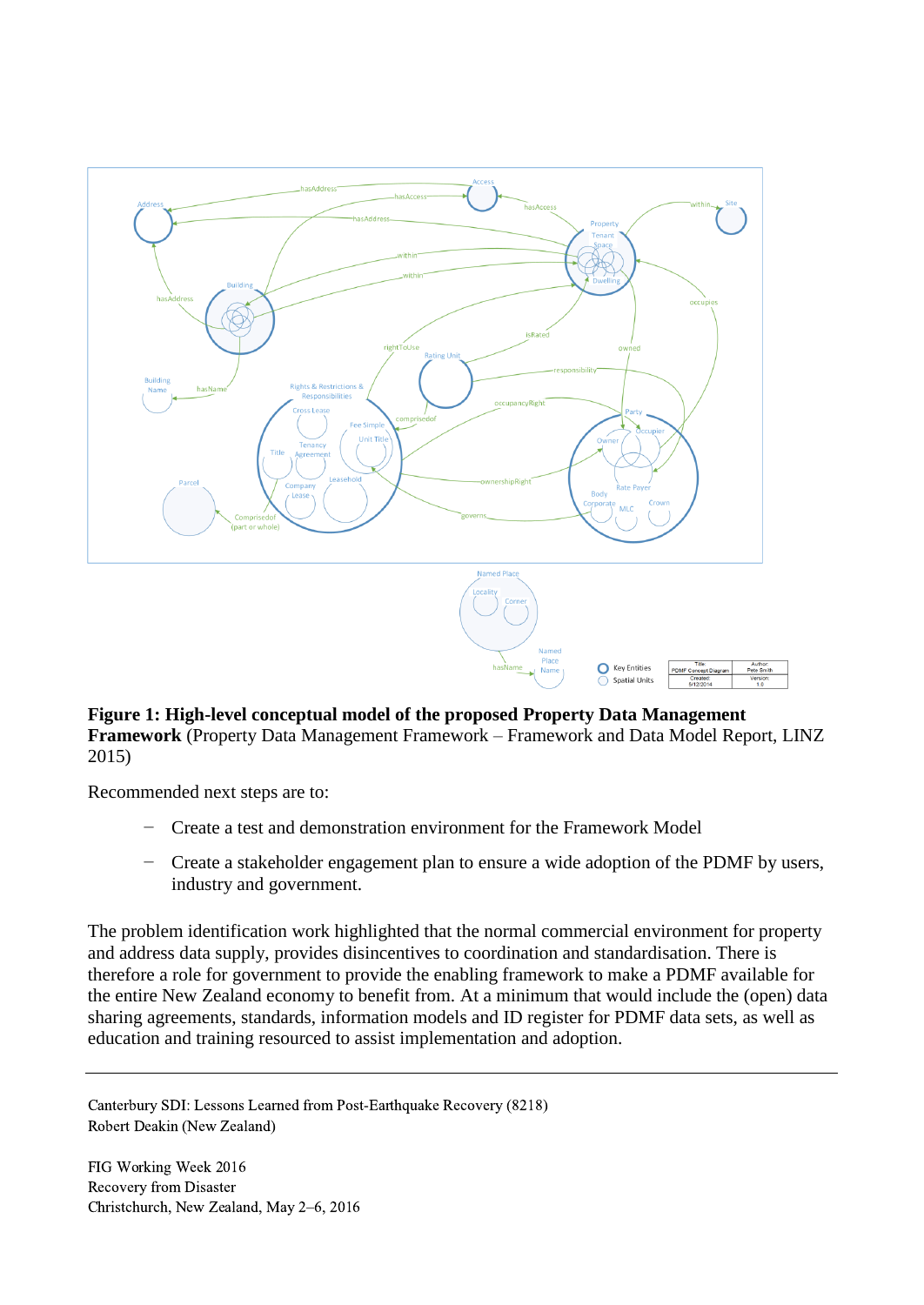**Figure 1: High-level conceptual model of the proposed Property Data Management Framework** (Property Data Management Framework – Framework and Data Model Report, LINZ 2015)

Recommended next steps are to:

- Create a test and demonstration environment for the Framework Model
- Create a stakeholder engagement plan to ensure a wide adoption of the PDMF by users, industry and government.

The problem identification work highlighted that the normal commercial environment for property and address data supply, provides disincentives to coordination and standardisation. There is therefore a role for government to provide the enabling framework to make a PDMF available for the entire New Zealand economy to benefit from. At a minimum that would include the (open) data sharing agreements, standards, information models and ID register for PDMF data sets, as well as education and training resourced to assist implementation and adoption.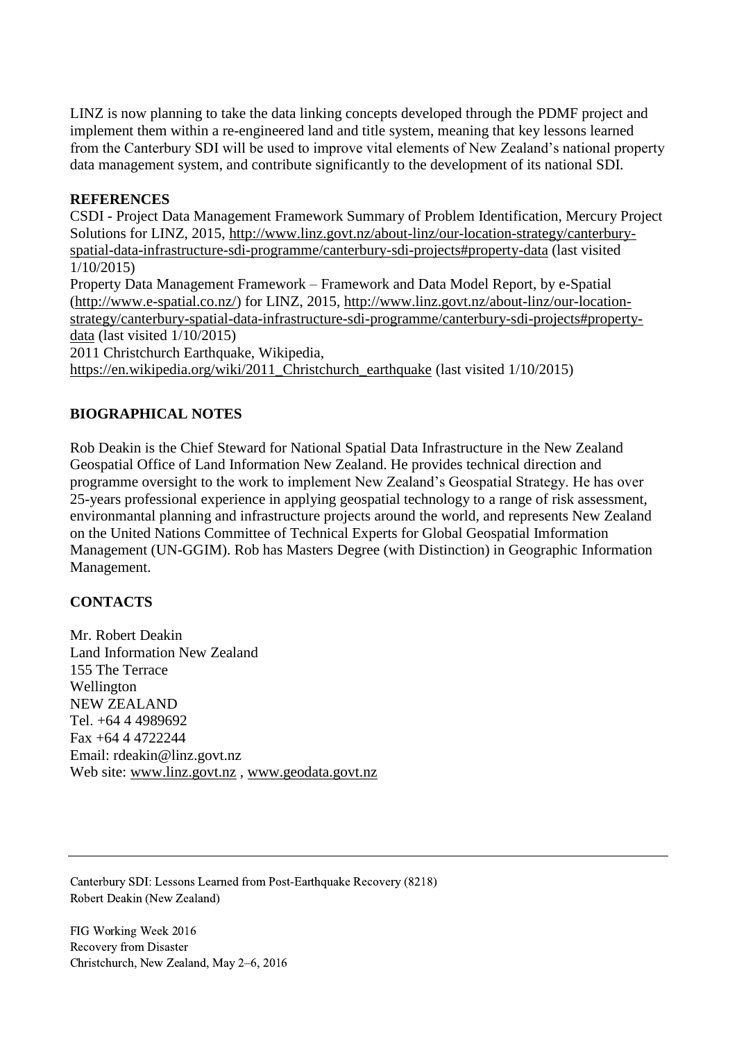LINZ is now planning to take the data linking concepts developed through the PDMF project and implement them within a re-engineered land and title system, meaning that key lessons learned from the Canterbury SDI will be used to improve vital elements of New Zealand's national property data management system, and contribute significantly to the development of its national SDI.

## REFERENCES

CSDI - Project Data Management Framework Summary of Problem Identification, Mercury Project Solutions for LINZ, 2015, http://www.linz.govt.nz/about-linz/our-location-strategy/canterbury-spatial-data-infrastructure-sdi-programme/canterbury-sdi-projects#property-data (last visited 1/10/2015)

Property Data Management Framework – Framework and Data Model Report, by e-Spatial (http://www.e-spatial.co.nz/) for LINZ, 2015, http://www.linz.govt.nz/about-linz/our-location-strategy/canterbury-spatial-data-infrastructure-sdi-programme/canterbury-sdi-projects#property-data (last visited 1/10/2015)

2011 Christchurch Earthquake, Wikipedia, https://en.wikipedia.org/wiki/2011_Christchurch_earthquake (last visited 1/10/2015)

## BIOGRAPHICAL NOTES

Rob Deakin is the Chief Steward for National Spatial Data Infrastructure in the New Zealand Geospatial Office of Land Information New Zealand. He provides technical direction and programme oversight to the work to implement New Zealand's Geospatial Strategy. He has over 25-years professional experience in applying geospatial technology to a range of risk assessment, environmantal planning and infrastructure projects around the world, and represents New Zealand on the United Nations Committee of Technical Experts for Global Geospatial Imformation Management (UN-GGIM). Rob has Masters Degree (with Distinction) in Geographic Information Management.

## CONTACTS

Mr. Robert Deakin
Land Information New Zealand
155 The Terrace
Wellington
NEW ZEALAND
Tel. +64 4 4989692
Fax +64 4 4722244
Email: rdeakin@linz.govt.nz
Web site: www.linz.govt.nz , www.geodata.govt.nz